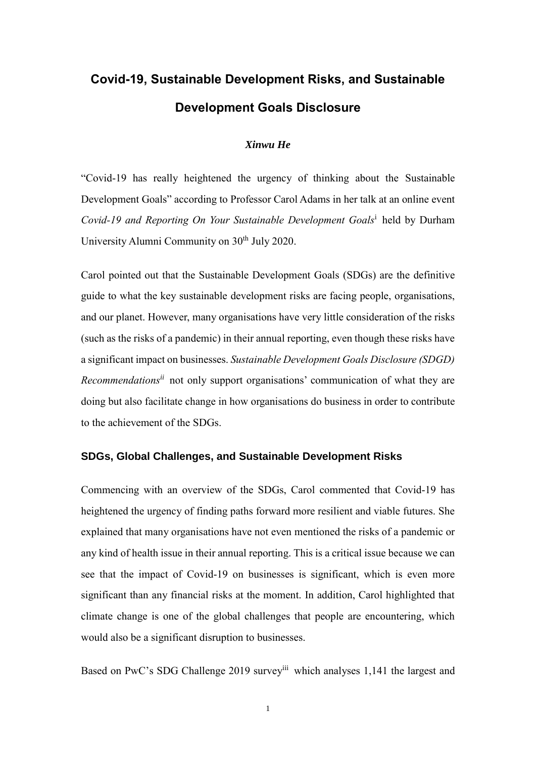# Covid-19, Sustainable Development Risks, and Sustainable Development Goals Disclosure

***Xinwu He***

"Covid-19 has really heightened the urgency of thinking about the Sustainable Development Goals" according to Professor Carol Adams in her talk at an online event *Covid-19 and Reporting On Your Sustainable Development Goals*[i] held by Durham University Alumni Community on 30th July 2020.

Carol pointed out that the Sustainable Development Goals (SDGs) are the definitive guide to what the key sustainable development risks are facing people, organisations, and our planet. However, many organisations have very little consideration of the risks (such as the risks of a pandemic) in their annual reporting, even though these risks have a significant impact on businesses. *Sustainable Development Goals Disclosure (SDGD) Recommendations*[ii] not only support organisations' communication of what they are doing but also facilitate change in how organisations do business in order to contribute to the achievement of the SDGs.

## SDGs, Global Challenges, and Sustainable Development Risks

Commencing with an overview of the SDGs, Carol commented that Covid-19 has heightened the urgency of finding paths forward more resilient and viable futures. She explained that many organisations have not even mentioned the risks of a pandemic or any kind of health issue in their annual reporting. This is a critical issue because we can see that the impact of Covid-19 on businesses is significant, which is even more significant than any financial risks at the moment. In addition, Carol highlighted that climate change is one of the global challenges that people are encountering, which would also be a significant disruption to businesses.

Based on PwC's SDG Challenge 2019 survey[iii] which analyses 1,141 the largest and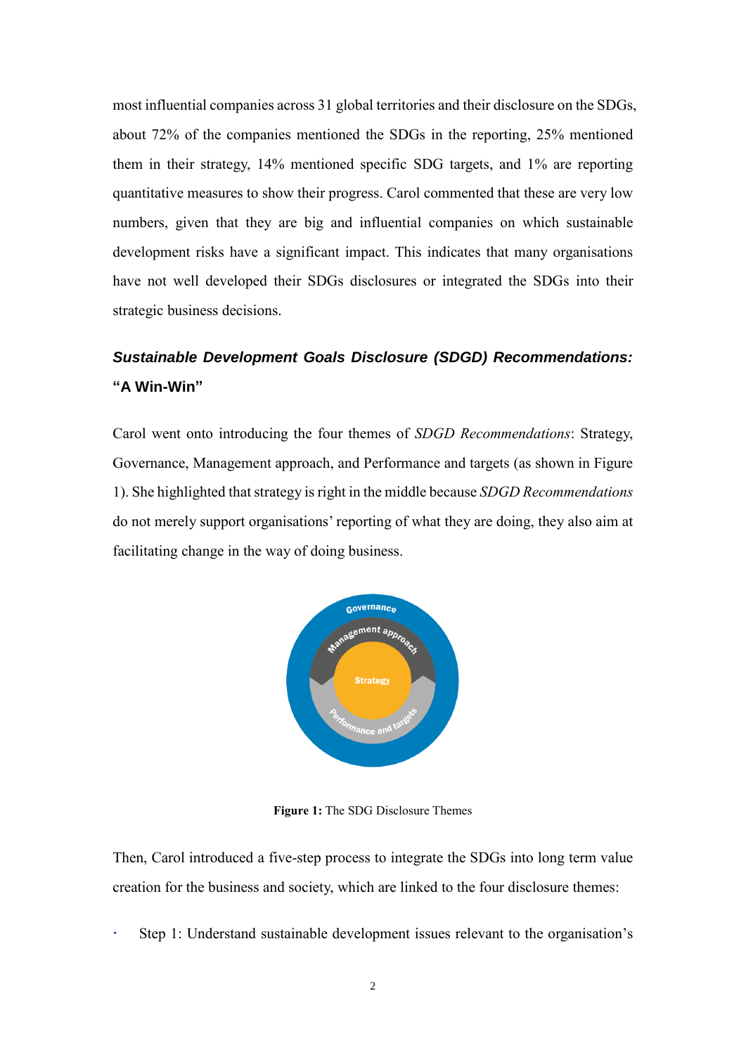most influential companies across 31 global territories and their disclosure on the SDGs, about 72% of the companies mentioned the SDGs in the reporting, 25% mentioned them in their strategy, 14% mentioned specific SDG targets, and 1% are reporting quantitative measures to show their progress. Carol commented that these are very low numbers, given that they are big and influential companies on which sustainable development risks have a significant impact. This indicates that many organisations have not well developed their SDGs disclosures or integrated the SDGs into their strategic business decisions.

### *Sustainable Development Goals Disclosure (SDGD) Recommendations: "A Win-Win"*

Carol went onto introducing the four themes of *SDGD Recommendations*: Strategy, Governance, Management approach, and Performance and targets (as shown in Figure 1). She highlighted that strategy is right in the middle because *SDGD Recommendations* do not merely support organisations' reporting of what they are doing, they also aim at facilitating change in the way of doing business.

**Figure 1:** The SDG Disclosure Themes

Then, Carol introduced a five-step process to integrate the SDGs into long term value creation for the business and society, which are linked to the four disclosure themes:

- Step 1: Understand sustainable development issues relevant to the organisation's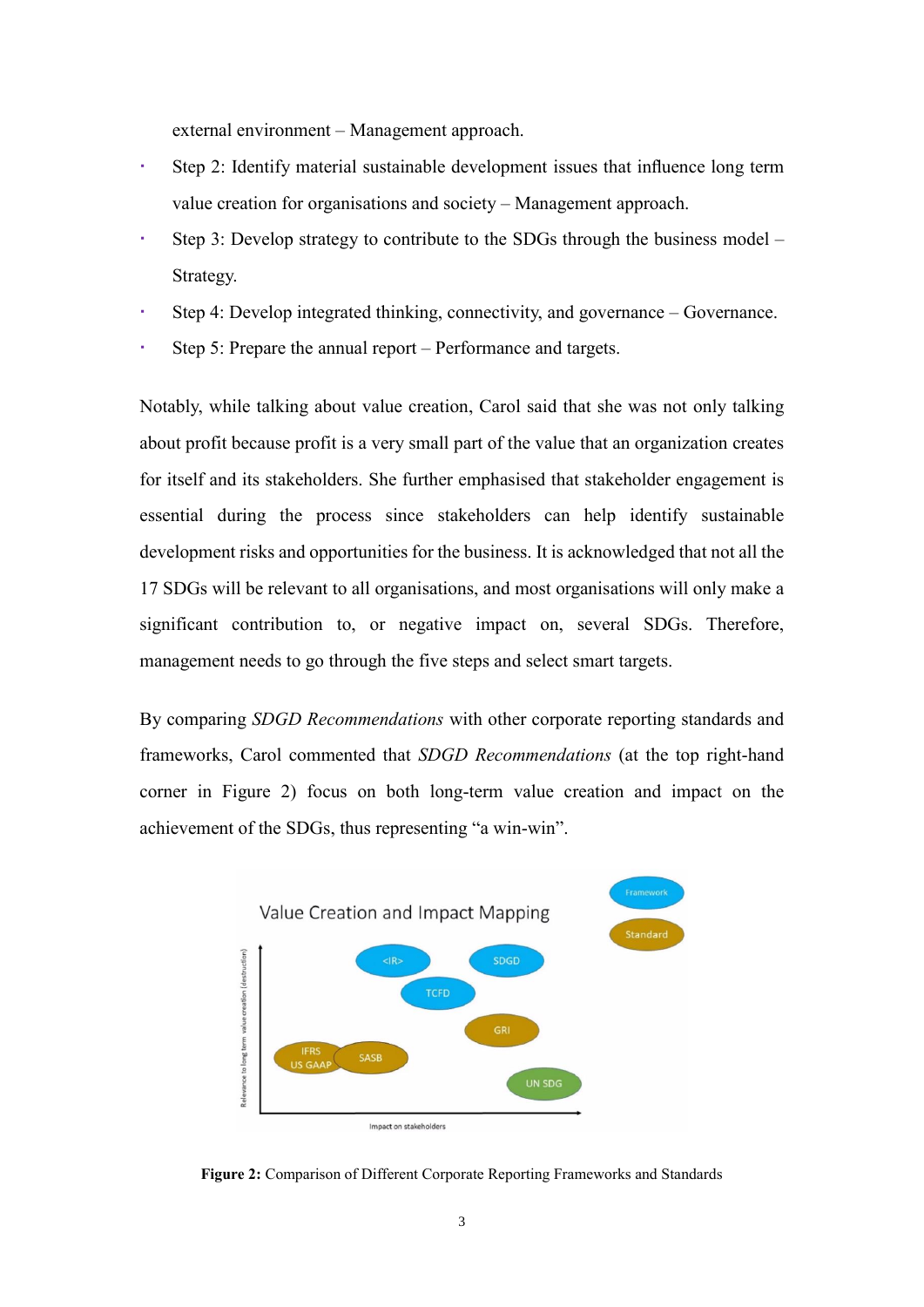external environment – Management approach.

- Step 2: Identify material sustainable development issues that influence long term value creation for organisations and society – Management approach.
- Step 3: Develop strategy to contribute to the SDGs through the business model – Strategy.
- Step 4: Develop integrated thinking, connectivity, and governance – Governance.
- Step 5: Prepare the annual report – Performance and targets.

Notably, while talking about value creation, Carol said that she was not only talking about profit because profit is a very small part of the value that an organization creates for itself and its stakeholders. She further emphasised that stakeholder engagement is essential during the process since stakeholders can help identify sustainable development risks and opportunities for the business. It is acknowledged that not all the 17 SDGs will be relevant to all organisations, and most organisations will only make a significant contribution to, or negative impact on, several SDGs. Therefore, management needs to go through the five steps and select smart targets.

By comparing *SDGD Recommendations* with other corporate reporting standards and frameworks, Carol commented that *SDGD Recommendations* (at the top right-hand corner in Figure 2) focus on both long-term value creation and impact on the achievement of the SDGs, thus representing "a win-win".

**Figure 2:** Comparison of Different Corporate Reporting Frameworks and Standards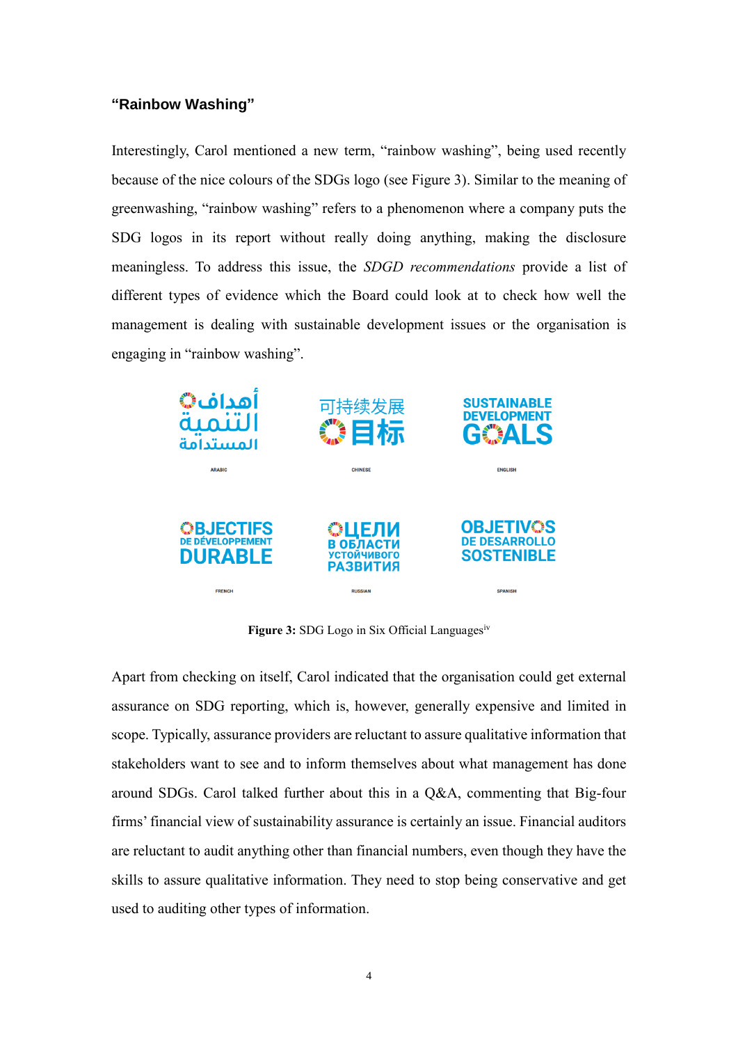### “Rainbow Washing”

Interestingly, Carol mentioned a new term, “rainbow washing”, being used recently because of the nice colours of the SDGs logo (see Figure 3). Similar to the meaning of greenwashing, “rainbow washing” refers to a phenomenon where a company puts the SDG logos in its report without really doing anything, making the disclosure meaningless. To address this issue, the *SDGD recommendations* provide a list of different types of evidence which the Board could look at to check how well the management is dealing with sustainable development issues or the organisation is engaging in “rainbow washing”.

**Figure 3:** SDG Logo in Six Official Languages[iv]

Apart from checking on itself, Carol indicated that the organisation could get external assurance on SDG reporting, which is, however, generally expensive and limited in scope. Typically, assurance providers are reluctant to assure qualitative information that stakeholders want to see and to inform themselves about what management has done around SDGs. Carol talked further about this in a Q&A, commenting that Big-four firms’ financial view of sustainability assurance is certainly an issue. Financial auditors are reluctant to audit anything other than financial numbers, even though they have the skills to assure qualitative information. They need to stop being conservative and get used to auditing other types of information.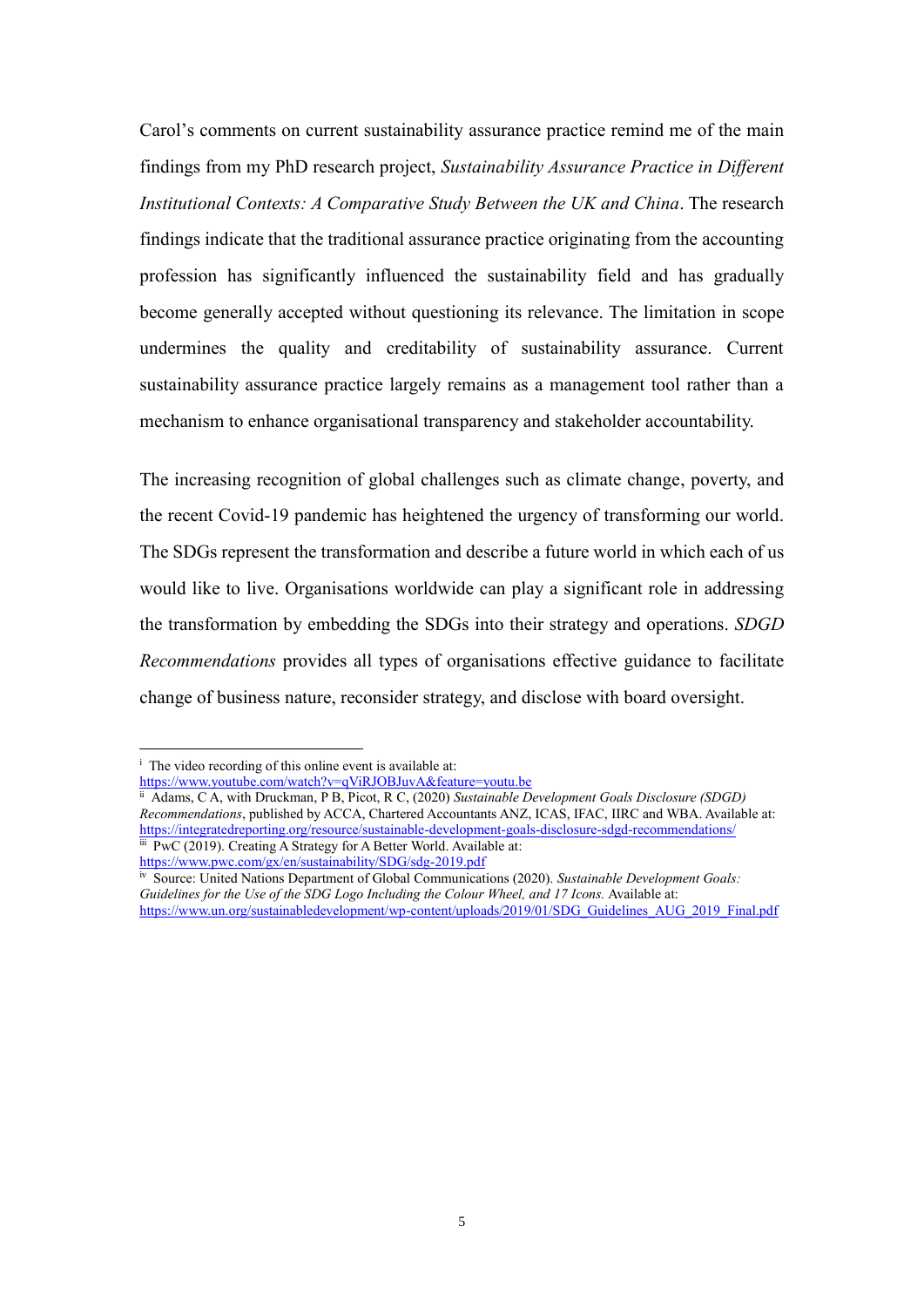Carol's comments on current sustainability assurance practice remind me of the main findings from my PhD research project, *Sustainability Assurance Practice in Different Institutional Contexts: A Comparative Study Between the UK and China*. The research findings indicate that the traditional assurance practice originating from the accounting profession has significantly influenced the sustainability field and has gradually become generally accepted without questioning its relevance. The limitation in scope undermines the quality and creditability of sustainability assurance. Current sustainability assurance practice largely remains as a management tool rather than a mechanism to enhance organisational transparency and stakeholder accountability.

The increasing recognition of global challenges such as climate change, poverty, and the recent Covid-19 pandemic has heightened the urgency of transforming our world. The SDGs represent the transformation and describe a future world in which each of us would like to live. Organisations worldwide can play a significant role in addressing the transformation by embedding the SDGs into their strategy and operations. *SDGD Recommendations* provides all types of organisations effective guidance to facilitate change of business nature, reconsider strategy, and disclose with board oversight.

---

[i] The video recording of this online event is available at: https://www.youtube.com/watch?v=qViRJOBJuvA&feature=youtu.be

[ii] Adams, C A, with Druckman, P B, Picot, R C, (2020) *Sustainable Development Goals Disclosure (SDGD) Recommendations*, published by ACCA, Chartered Accountants ANZ, ICAS, IFAC, IIRC and WBA. Available at: https://integratedreporting.org/resource/sustainable-development-goals-disclosure-sdgd-recommendations/

[iii] PwC (2019). Creating A Strategy for A Better World. Available at: https://www.pwc.com/gx/en/sustainability/SDG/sdg-2019.pdf

[iv] Source: United Nations Department of Global Communications (2020). *Sustainable Development Goals: Guidelines for the Use of the SDG Logo Including the Colour Wheel, and 17 Icons.* Available at: https://www.un.org/sustainabledevelopment/wp-content/uploads/2019/01/SDG_Guidelines_AUG_2019_Final.pdf